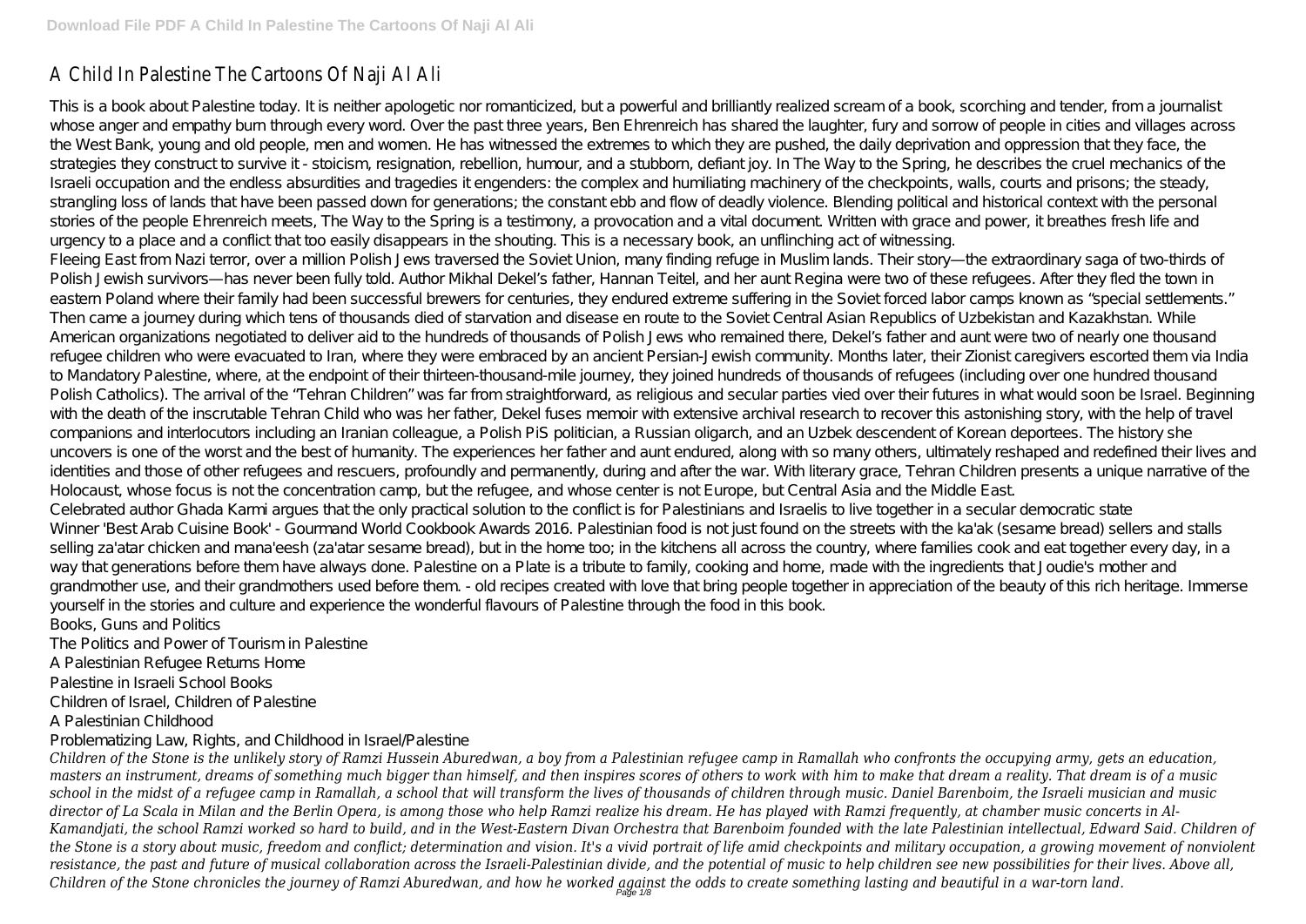# A Child In Palestine The Cartoons Of Naji Al Ali

This is a book about Palestine today. It is neither apologetic nor romanticized, but a powerful and brilliantly realized scream of a book, scorching and tender, from a journalist whose anger and empathy burn through every word. Over the past three years, Ben Ehrenreich has shared the laughter, fury and sorrow of people in cities and villages across the West Bank, young and old people, men and women. He has witnessed the extremes to which they are pushed, the daily deprivation and oppression that they face, the strategies they construct to survive it - stoicism, resignation, rebellion, humour, and a stubborn, defiant joy. In The Way to the Spring, he describes the cruel mechanics of the Israeli occupation and the endless absurdities and tragedies it engenders: the complex and humiliating machinery of the checkpoints, walls, courts and prisons; the steady, strangling loss of lands that have been passed down for generations; the constant ebb and flow of deadly violence. Blending political and historical context with the personal stories of the people Ehrenreich meets, The Way to the Spring is a testimony, a provocation and a vital document. Written with grace and power, it breathes fresh life and urgency to a place and a conflict that too easily disappears in the shouting. This is a necessary book, an unflinching act of witnessing.

Fleeing East from Nazi terror, over a million Polish Jews traversed the Soviet Union, many finding refuge in Muslim lands. Their story—the extraordinary saga of two-thirds of Polish Jewish survivors—has never been fully told. Author Mikhal Dekel's father, Hannan Teitel, and her aunt Regina were two of these refugees. After they fled the town in eastern Poland where their family had been successful brewers for centuries, they endured extreme suffering in the Soviet forced labor camps known as "special settlements." Then came a journey during which tens of thousands died of starvation and disease en route to the Soviet Central Asian Republics of Uzbekistan and Kazakhstan. While American organizations negotiated to deliver aid to the hundreds of thousands of Polish Jews who remained there, Dekel's father and aunt were two of nearly one thousand refugee children who were evacuated to Iran, where they were embraced by an ancient Persian-Jewish community. Months later, their Zionist caregivers escorted them via India to Mandatory Palestine, where, at the endpoint of their thirteen-thousand-mile journey, they joined hundreds of thousands of refugees (including over one hundred thousand Polish Catholics). The arrival of the "Tehran Children" was far from straightforward, as religious and secular parties vied over their futures in what would soon be Israel. Beginning with the death of the inscrutable Tehran Child who was her father, Dekel fuses memoir with extensive archival research to recover this astonishing story, with the help of travel companions and interlocutors including an Iranian colleague, a Polish PiS politician, a Russian oligarch, and an Uzbek descendent of Korean deportees. The history she uncovers is one of the worst and the best of humanity. The experiences her father and aunt endured, along with so many others, ultimately reshaped and redefined their lives and identities and those of other refugees and rescuers, profoundly and permanently, during and after the war. With literary grace, Tehran Children presents a unique narrative of the Holocaust, whose focus is not the concentration camp, but the refugee, and whose center is not Europe, but Central Asia and the Middle East.

Celebrated author Ghada Karmi argues that the only practical solution to the conflict is for Palestinians and Israelis to live together in a secular democratic state

Winner 'Best Arab Cuisine Book' - Gourmand World Cookbook Awards 2016. Palestinian food is not just found on the streets with the ka'ak (sesame bread) sellers and stalls selling za'atar chicken and mana'eesh (za'atar sesame bread), but in the home too; in the kitchens all across the country, where families cook and eat together every day, in a way that generations before them have always done. Palestine on a Plate is a tribute to family, cooking and home, made with the ingredients that Joudie's mother and grandmother use, and their grandmothers used before them. - old recipes created with love that bring people together in appreciation of the beauty of this rich heritage. Immerse yourself in the stories and culture and experience the wonderful flavours of Palestine through the food in this book.

Books, Guns and Politics
The Politics and Power of Tourism in Palestine
A Palestinian Refugee Returns Home
Palestine in Israeli School Books
Children of Israel, Children of Palestine
A Palestinian Childhood
Problematizing Law, Rights, and Childhood in Israel/Palestine

*Children of the Stone is the unlikely story of Ramzi Hussein Aburedwan, a boy from a Palestinian refugee camp in Ramallah who confronts the occupying army, gets an education, masters an instrument, dreams of something much bigger than himself, and then inspires scores of others to work with him to make that dream a reality. That dream is of a music school in the midst of a refugee camp in Ramallah, a school that will transform the lives of thousands of children through music. Daniel Barenboim, the Israeli musician and music director of La Scala in Milan and the Berlin Opera, is among those who help Ramzi realize his dream. He has played with Ramzi frequently, at chamber music concerts in Al-Kamandjati, the school Ramzi worked so hard to build, and in the West-Eastern Divan Orchestra that Barenboim founded with the late Palestinian intellectual, Edward Said. Children of the Stone is a story about music, freedom and conflict; determination and vision. It's a vivid portrait of life amid checkpoints and military occupation, a growing movement of nonviolent resistance, the past and future of musical collaboration across the Israeli-Palestinian divide, and the potential of music to help children see new possibilities for their lives. Above all, Children of the Stone chronicles the journey of Ramzi Aburedwan, and how he worked against the odds to create something lasting and beautiful in a war-torn land.*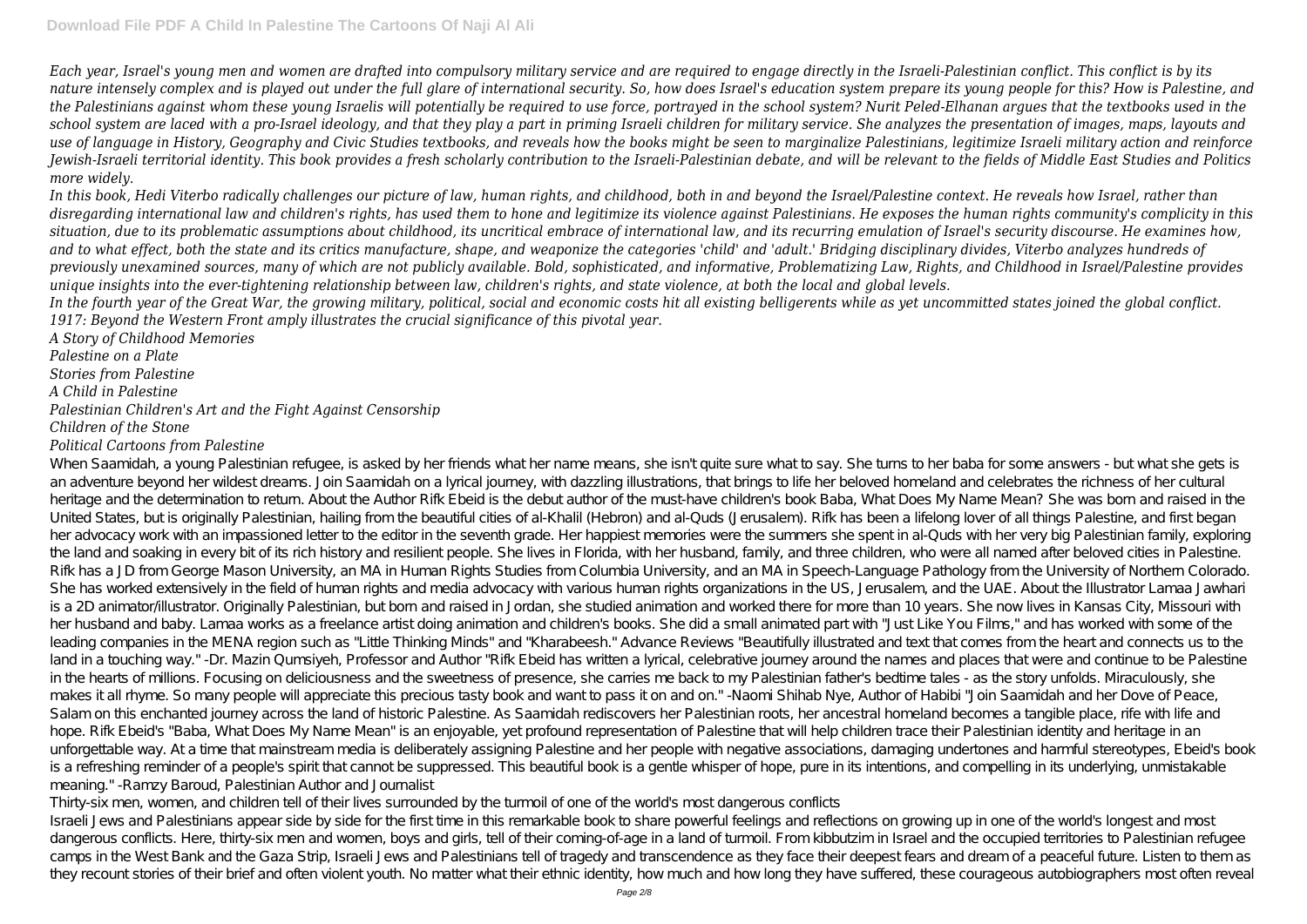*Each year, Israel's young men and women are drafted into compulsory military service and are required to engage directly in the Israeli-Palestinian conflict. This conflict is by its nature intensely complex and is played out under the full glare of international security. So, how does Israel's education system prepare its young people for this? How is Palestine, and the Palestinians against whom these young Israelis will potentially be required to use force, portrayed in the school system? Nurit Peled-Elhanan argues that the textbooks used in the school system are laced with a pro-Israel ideology, and that they play a part in priming Israeli children for military service. She analyzes the presentation of images, maps, layouts and use of language in History, Geography and Civic Studies textbooks, and reveals how the books might be seen to marginalize Palestinians, legitimize Israeli military action and reinforce Jewish-Israeli territorial identity. This book provides a fresh scholarly contribution to the Israeli-Palestinian debate, and will be relevant to the fields of Middle East Studies and Politics more widely.*

*In this book, Hedi Viterbo radically challenges our picture of law, human rights, and childhood, both in and beyond the Israel/Palestine context. He reveals how Israel, rather than disregarding international law and children's rights, has used them to hone and legitimize its violence against Palestinians. He exposes the human rights community's complicity in this situation, due to its problematic assumptions about childhood, its uncritical embrace of international law, and its recurring emulation of Israel's security discourse. He examines how, and to what effect, both the state and its critics manufacture, shape, and weaponize the categories 'child' and 'adult.' Bridging disciplinary divides, Viterbo analyzes hundreds of previously unexamined sources, many of which are not publicly available. Bold, sophisticated, and informative, Problematizing Law, Rights, and Childhood in Israel/Palestine provides unique insights into the ever-tightening relationship between law, children's rights, and state violence, at both the local and global levels.*

*In the fourth year of the Great War, the growing military, political, social and economic costs hit all existing belligerents while as yet uncommitted states joined the global conflict. 1917: Beyond the Western Front amply illustrates the crucial significance of this pivotal year.*

*A Story of Childhood Memories*

*Palestine on a Plate*

*Stories from Palestine*

*A Child in Palestine*

*Palestinian Children's Art and the Fight Against Censorship*

*Children of the Stone*

*Political Cartoons from Palestine*

When Saamidah, a young Palestinian refugee, is asked by her friends what her name means, she isn't quite sure what to say. She turns to her baba for some answers - but what she gets is an adventure beyond her wildest dreams. Join Saamidah on a lyrical journey, with dazzling illustrations, that brings to life her beloved homeland and celebrates the richness of her cultural heritage and the determination to return. About the Author Rifk Ebeid is the debut author of the must-have children's book Baba, What Does My Name Mean? She was born and raised in the United States, but is originally Palestinian, hailing from the beautiful cities of al-Khalil (Hebron) and al-Quds (Jerusalem). Rifk has been a lifelong lover of all things Palestine, and first began her advocacy work with an impassioned letter to the editor in the seventh grade. Her happiest memories were the summers she spent in al-Quds with her very big Palestinian family, exploring the land and soaking in every bit of its rich history and resilient people. She lives in Florida, with her husband, family, and three children, who were all named after beloved cities in Palestine. Rifk has a JD from George Mason University, an MA in Human Rights Studies from Columbia University, and an MA in Speech-Language Pathology from the University of Northern Colorado. She has worked extensively in the field of human rights and media advocacy with various human rights organizations in the US, Jerusalem, and the UAE. About the Illustrator Lamaa Jawhari is a 2D animator/illustrator. Originally Palestinian, but born and raised in Jordan, she studied animation and worked there for more than 10 years. She now lives in Kansas City, Missouri with her husband and baby. Lamaa works as a freelance artist doing animation and children's books. She did a small animated part with "Just Like You Films," and has worked with some of the leading companies in the MENA region such as "Little Thinking Minds" and "Kharabeesh." Advance Reviews "Beautifully illustrated and text that comes from the heart and connects us to the land in a touching way." -Dr. Mazin Qumsiyeh, Professor and Author "Rifk Ebeid has written a lyrical, celebrative journey around the names and places that were and continue to be Palestine in the hearts of millions. Focusing on deliciousness and the sweetness of presence, she carries me back to my Palestinian father's bedtime tales - as the story unfolds. Miraculously, she makes it all rhyme. So many people will appreciate this precious tasty book and want to pass it on and on." -Naomi Shihab Nye, Author of Habibi "Join Saamidah and her Dove of Peace, Salam on this enchanted journey across the land of historic Palestine. As Saamidah rediscovers her Palestinian roots, her ancestral homeland becomes a tangible place, rife with life and hope. Rifk Ebeid's "Baba, What Does My Name Mean" is an enjoyable, yet profound representation of Palestine that will help children trace their Palestinian identity and heritage in an unforgettable way. At a time that mainstream media is deliberately assigning Palestine and her people with negative associations, damaging undertones and harmful stereotypes, Ebeid's book is a refreshing reminder of a people's spirit that cannot be suppressed. This beautiful book is a gentle whisper of hope, pure in its intentions, and compelling in its underlying, unmistakable meaning." -Ramzy Baroud, Palestinian Author and Journalist

Thirty-six men, women, and children tell of their lives surrounded by the turmoil of one of the world's most dangerous conflicts

Israeli Jews and Palestinians appear side by side for the first time in this remarkable book to share powerful feelings and reflections on growing up in one of the world's longest and most dangerous conflicts. Here, thirty-six men and women, boys and girls, tell of their coming-of-age in a land of turmoil. From kibbutzim in Israel and the occupied territories to Palestinian refugee camps in the West Bank and the Gaza Strip, Israeli Jews and Palestinians tell of tragedy and transcendence as they face their deepest fears and dream of a peaceful future. Listen to them as they recount stories of their brief and often violent youth. No matter what their ethnic identity, how much and how long they have suffered, these courageous autobiographers most often reveal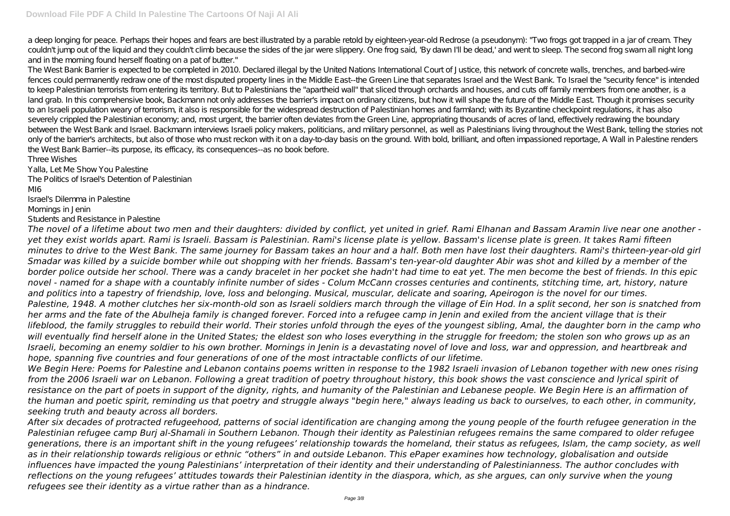a deep longing for peace. Perhaps their hopes and fears are best illustrated by a parable retold by eighteen-year-old Redrose (a pseudonym): "Two frogs got trapped in a jar of cream. They couldn't jump out of the liquid and they couldn't climb because the sides of the jar were slippery. One frog said, 'By dawn I'll be dead,' and went to sleep. The second frog swam all night long and in the morning found herself floating on a pat of butter."

The West Bank Barrier is expected to be completed in 2010. Declared illegal by the United Nations International Court of Justice, this network of concrete walls, trenches, and barbed-wire fences could permanently redraw one of the most disputed property lines in the Middle East--the Green Line that separates Israel and the West Bank. To Israel the "security fence" is intended to keep Palestinian terrorists from entering its territory. But to Palestinians the "apartheid wall" that sliced through orchards and houses, and cuts off family members from one another, is a land grab. In this comprehensive book, Backmann not only addresses the barrier's impact on ordinary citizens, but how it will shape the future of the Middle East. Though it promises security to an Israeli population weary of terrorism, it also is responsible for the widespread destruction of Palestinian homes and farmland; with its Byzantine checkpoint regulations, it has also severely crippled the Palestinian economy; and, most urgent, the barrier often deviates from the Green Line, appropriating thousands of acres of land, effectively redrawing the boundary between the West Bank and Israel. Backmann interviews Israeli policy makers, politicians, and military personnel, as well as Palestinians living throughout the West Bank, telling the stories not only of the barrier's architects, but also of those who must reckon with it on a day-to-day basis on the ground. With bold, brilliant, and often impassioned reportage, A Wall in Palestine renders the West Bank Barrier--its purpose, its efficacy, its consequences--as no book before.

Three Wishes

Yalla, Let Me Show You Palestine

The Politics of Israel's Detention of Palestinian

MI6

Israel's Dilemma in Palestine

Mornings in Jenin

Students and Resistance in Palestine

*The novel of a lifetime about two men and their daughters: divided by conflict, yet united in grief. Rami Elhanan and Bassam Aramin live near one another - yet they exist worlds apart. Rami is Israeli. Bassam is Palestinian. Rami's license plate is yellow. Bassam's license plate is green. It takes Rami fifteen minutes to drive to the West Bank. The same journey for Bassam takes an hour and a half. Both men have lost their daughters. Rami's thirteen-year-old girl Smadar was killed by a suicide bomber while out shopping with her friends. Bassam's ten-year-old daughter Abir was shot and killed by a member of the border police outside her school. There was a candy bracelet in her pocket she hadn't had time to eat yet. The men become the best of friends. In this epic novel - named for a shape with a countably infinite number of sides - Colum McCann crosses centuries and continents, stitching time, art, history, nature and politics into a tapestry of friendship, love, loss and belonging. Musical, muscular, delicate and soaring, Apeirogon is the novel for our times.*

*Palestine, 1948. A mother clutches her six-month-old son as Israeli soldiers march through the village of Ein Hod. In a split second, her son is snatched from her arms and the fate of the Abulheja family is changed forever. Forced into a refugee camp in Jenin and exiled from the ancient village that is their lifeblood, the family struggles to rebuild their world. Their stories unfold through the eyes of the youngest sibling, Amal, the daughter born in the camp who will eventually find herself alone in the United States; the eldest son who loses everything in the struggle for freedom; the stolen son who grows up as an Israeli, becoming an enemy soldier to his own brother. Mornings in Jenin is a devastating novel of love and loss, war and oppression, and heartbreak and hope, spanning five countries and four generations of one of the most intractable conflicts of our lifetime.*

*We Begin Here: Poems for Palestine and Lebanon contains poems written in response to the 1982 Israeli invasion of Lebanon together with new ones rising from the 2006 Israeli war on Lebanon. Following a great tradition of poetry throughout history, this book shows the vast conscience and lyrical spirit of resistance on the part of poets in support of the dignity, rights, and humanity of the Palestinian and Lebanese people. We Begin Here is an affirmation of the human and poetic spirit, reminding us that poetry and struggle always "begin here," always leading us back to ourselves, to each other, in community, seeking truth and beauty across all borders.*

*After six decades of protracted refugeehood, patterns of social identification are changing among the young people of the fourth refugee generation in the Palestinian refugee camp Burj al-Shamali in Southern Lebanon. Though their identity as Palestinian refugees remains the same compared to older refugee generations, there is an important shift in the young refugees' relationship towards the homeland, their status as refugees, Islam, the camp society, as well as in their relationship towards religious or ethnic "others" in and outside Lebanon. This ePaper examines how technology, globalisation and outside influences have impacted the young Palestinians' interpretation of their identity and their understanding of Palestinianness. The author concludes with reflections on the young refugees' attitudes towards their Palestinian identity in the diaspora, which, as she argues, can only survive when the young refugees see their identity as a virtue rather than as a hindrance.*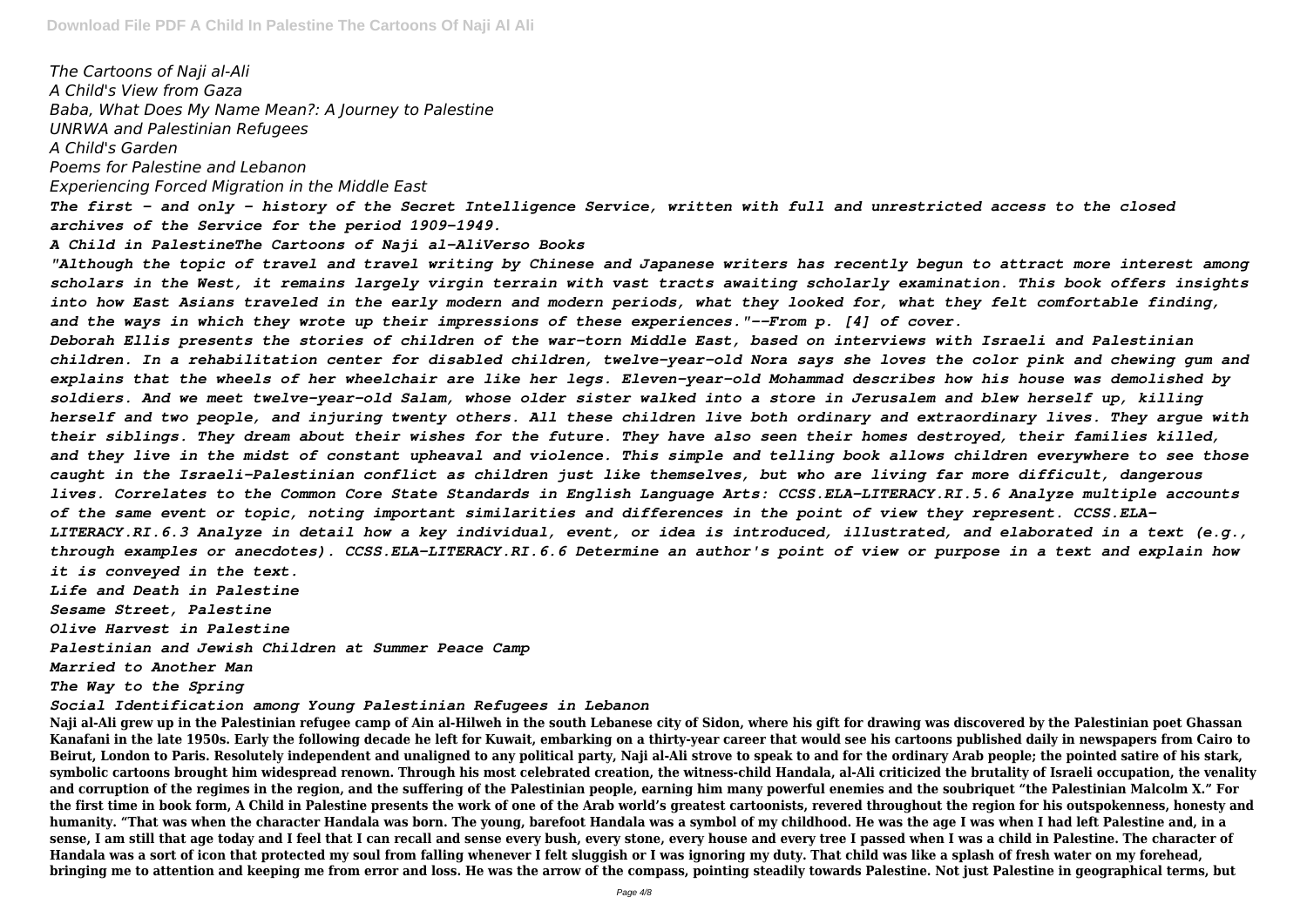*The Cartoons of Naji al-Ali*

*A Child's View from Gaza*

*Baba, What Does My Name Mean?: A Journey to Palestine*

*UNRWA and Palestinian Refugees*

*A Child's Garden*

*Poems for Palestine and Lebanon*

*Experiencing Forced Migration in the Middle East*

*The first - and only - history of the Secret Intelligence Service, written with full and unrestricted access to the closed archives of the Service for the period 1909-1949.*

*A Child in PalestineThe Cartoons of Naji al-AliVerso Books*

*"Although the topic of travel and travel writing by Chinese and Japanese writers has recently begun to attract more interest among scholars in the West, it remains largely virgin terrain with vast tracts awaiting scholarly examination. This book offers insights into how East Asians traveled in the early modern and modern periods, what they looked for, what they felt comfortable finding, and the ways in which they wrote up their impressions of these experiences."--From p. [4] of cover.*

*Deborah Ellis presents the stories of children of the war-torn Middle East, based on interviews with Israeli and Palestinian children. In a rehabilitation center for disabled children, twelve-year-old Nora says she loves the color pink and chewing gum and explains that the wheels of her wheelchair are like her legs. Eleven-year-old Mohammad describes how his house was demolished by soldiers. And we meet twelve-year-old Salam, whose older sister walked into a store in Jerusalem and blew herself up, killing herself and two people, and injuring twenty others. All these children live both ordinary and extraordinary lives. They argue with their siblings. They dream about their wishes for the future. They have also seen their homes destroyed, their families killed, and they live in the midst of constant upheaval and violence. This simple and telling book allows children everywhere to see those caught in the Israeli-Palestinian conflict as children just like themselves, but who are living far more difficult, dangerous lives. Correlates to the Common Core State Standards in English Language Arts: CCSS.ELA-LITERACY.RI.5.6 Analyze multiple accounts of the same event or topic, noting important similarities and differences in the point of view they represent. CCSS.ELA-LITERACY.RI.6.3 Analyze in detail how a key individual, event, or idea is introduced, illustrated, and elaborated in a text (e.g., through examples or anecdotes). CCSS.ELA-LITERACY.RI.6.6 Determine an author's point of view or purpose in a text and explain how it is conveyed in the text.*

*Life and Death in Palestine*

*Sesame Street, Palestine*

*Olive Harvest in Palestine*

*Palestinian and Jewish Children at Summer Peace Camp*

*Married to Another Man*

*The Way to the Spring*

*Social Identification among Young Palestinian Refugees in Lebanon*

**Naji al-Ali grew up in the Palestinian refugee camp of Ain al-Hilweh in the south Lebanese city of Sidon, where his gift for drawing was discovered by the Palestinian poet Ghassan Kanafani in the late 1950s. Early the following decade he left for Kuwait, embarking on a thirty-year career that would see his cartoons published daily in newspapers from Cairo to Beirut, London to Paris. Resolutely independent and unaligned to any political party, Naji al-Ali strove to speak to and for the ordinary Arab people; the pointed satire of his stark, symbolic cartoons brought him widespread renown. Through his most celebrated creation, the witness-child Handala, al-Ali criticized the brutality of Israeli occupation, the venality and corruption of the regimes in the region, and the suffering of the Palestinian people, earning him many powerful enemies and the soubriquet "the Palestinian Malcolm X." For the first time in book form, A Child in Palestine presents the work of one of the Arab world's greatest cartoonists, revered throughout the region for his outspokenness, honesty and humanity. "That was when the character Handala was born. The young, barefoot Handala was a symbol of my childhood. He was the age I was when I had left Palestine and, in a sense, I am still that age today and I feel that I can recall and sense every bush, every stone, every house and every tree I passed when I was a child in Palestine. The character of Handala was a sort of icon that protected my soul from falling whenever I felt sluggish or I was ignoring my duty. That child was like a splash of fresh water on my forehead, bringing me to attention and keeping me from error and loss. He was the arrow of the compass, pointing steadily towards Palestine. Not just Palestine in geographical terms, but**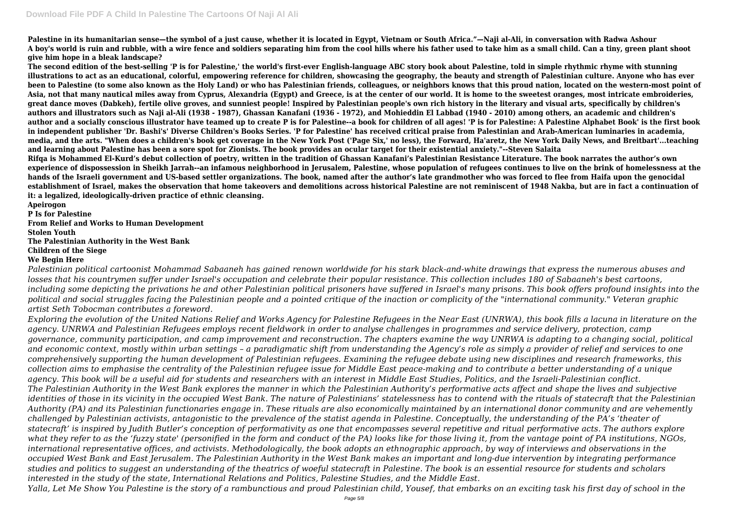**Palestine in its humanitarian sense—the symbol of a just cause, whether it is located in Egypt, Vietnam or South Africa."—Naji al-Ali, in conversation with Radwa Ashour**
**A boy's world is ruin and rubble, with a wire fence and soldiers separating him from the cool hills where his father used to take him as a small child. Can a tiny, green plant shoot give him hope in a bleak landscape?**
**The second edition of the best-selling 'P is for Palestine,' the world's first-ever English-language ABC story book about Palestine, told in simple rhythmic rhyme with stunning illustrations to act as an educational, colorful, empowering reference for children, showcasing the geography, the beauty and strength of Palestinian culture. Anyone who has ever been to Palestine (to some also known as the Holy Land) or who has Palestinian friends, colleagues, or neighbors knows that this proud nation, located on the western-most point of Asia, not that many nautical miles away from Cyprus, Alexandria (Egypt) and Greece, is at the center of our world. It is home to the sweetest oranges, most intricate embroideries, great dance moves (Dabkeh), fertile olive groves, and sunniest people! Inspired by Palestinian people's own rich history in the literary and visual arts, specifically by children's authors and illustrators such as Naji al-Ali (1938 - 1987), Ghassan Kanafani (1936 - 1972), and Mohieddin El Labbad (1940 - 2010) among others, an academic and children's author and a socially conscious illustrator have teamed up to create P is for Palestine--a book for children of all ages! 'P is for Palestine: A Palestine Alphabet Book' is the first book in independent publisher 'Dr. Bashi's' Diverse Children's Books Series. 'P for Palestine' has received critical praise from Palestinian and Arab-American luminaries in academia, media, and the arts. "When does a children's book get coverage in the New York Post ('Page Six,' no less), the Forward, Ha'aretz, the New York Daily News, and Breitbart'...teaching and learning about Palestine has been a sore spot for Zionists. The book provides an ocular target for their existential anxiety."--Steven Salaita**
**Rifqa is Mohammed El-Kurd's debut collection of poetry, written in the tradition of Ghassan Kanafani's Palestinian Resistance Literature. The book narrates the author's own experience of dispossession in Sheikh Jarrah--an infamous neighborhood in Jerusalem, Palestine, whose population of refugees continues to live on the brink of homelessness at the hands of the Israeli government and US-based settler organizations. The book, named after the author's late grandmother who was forced to flee from Haifa upon the genocidal establishment of Israel, makes the observation that home takeovers and demolitions across historical Palestine are not reminiscent of 1948 Nakba, but are in fact a continuation of it: a legalized, ideologically-driven practice of ethnic cleansing.**

**Apeirogon**
**P Is for Palestine**
**From Relief and Works to Human Development**
**Stolen Youth**
**The Palestinian Authority in the West Bank**
**Children of the Siege**
**We Begin Here**

*Palestinian political cartoonist Mohammad Sabaaneh has gained renown worldwide for his stark black-and-white drawings that express the numerous abuses and losses that his countrymen suffer under Israel's occupation and celebrate their popular resistance. This collection includes 180 of Sabaaneh's best cartoons, including some depicting the privations he and other Palestinian political prisoners have suffered in Israel's many prisons. This book offers profound insights into the political and social struggles facing the Palestinian people and a pointed critique of the inaction or complicity of the "international community." Veteran graphic artist Seth Tobocman contributes a foreword.*
*Exploring the evolution of the United Nations Relief and Works Agency for Palestine Refugees in the Near East (UNRWA), this book fills a lacuna in literature on the agency. UNRWA and Palestinian Refugees employs recent fieldwork in order to analyse challenges in programmes and service delivery, protection, camp governance, community participation, and camp improvement and reconstruction. The chapters examine the way UNRWA is adapting to a changing social, political and economic context, mostly within urban settings – a paradigmatic shift from understanding the Agency's role as simply a provider of relief and services to one comprehensively supporting the human development of Palestinian refugees. Examining the refugee debate using new disciplines and research frameworks, this collection aims to emphasise the centrality of the Palestinian refugee issue for Middle East peace-making and to contribute a better understanding of a unique agency. This book will be a useful aid for students and researchers with an interest in Middle East Studies, Politics, and the Israeli-Palestinian conflict.*
*The Palestinian Authority in the West Bank explores the manner in which the Palestinian Authority's performative acts affect and shape the lives and subjective identities of those in its vicinity in the occupied West Bank. The nature of Palestinians' statelessness has to contend with the rituals of statecraft that the Palestinian Authority (PA) and its Palestinian functionaries engage in. These rituals are also economically maintained by an international donor community and are vehemently challenged by Palestinian activists, antagonistic to the prevalence of the statist agenda in Palestine. Conceptually, the understanding of the PA's 'theater of statecraft' is inspired by Judith Butler's conception of performativity as one that encompasses several repetitive and ritual performative acts. The authors explore what they refer to as the 'fuzzy state' (personified in the form and conduct of the PA) looks like for those living it, from the vantage point of PA institutions, NGOs, international representative offices, and activists. Methodologically, the book adopts an ethnographic approach, by way of interviews and observations in the occupied West Bank and East Jerusalem. The Palestinian Authority in the West Bank makes an important and long-due intervention by integrating performance studies and politics to suggest an understanding of the theatrics of woeful statecraft in Palestine. The book is an essential resource for students and scholars interested in the study of the state, International Relations and Politics, Palestine Studies, and the Middle East.*
*Yalla, Let Me Show You Palestine is the story of a rambunctious and proud Palestinian child, Yousef, that embarks on an exciting task his first day of school in the*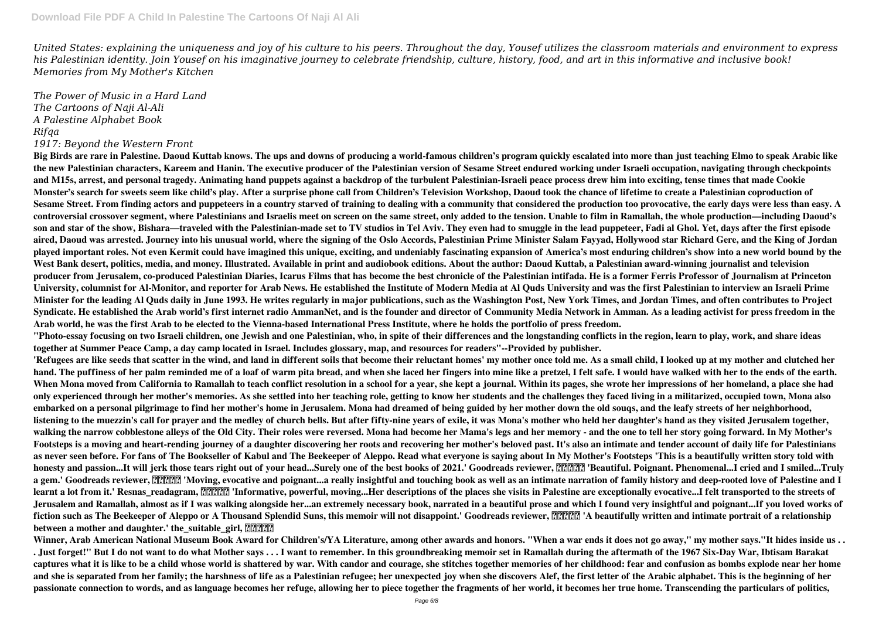*United States: explaining the uniqueness and joy of his culture to his peers. Throughout the day, Yousef utilizes the classroom materials and environment to express his Palestinian identity. Join Yousef on his imaginative journey to celebrate friendship, culture, history, food, and art in this informative and inclusive book!*
*Memories from My Mother's Kitchen*

*The Power of Music in a Hard Land*
*The Cartoons of Naji Al-Ali*
*A Palestine Alphabet Book*
*Rifqa*
*1917: Beyond the Western Front*

**Big Birds are rare in Palestine. Daoud Kuttab knows. The ups and downs of producing a world-famous children's program quickly escalated into more than just teaching Elmo to speak Arabic like the new Palestinian characters, Kareem and Hanin. The executive producer of the Palestinian version of Sesame Street endured working under Israeli occupation, navigating through checkpoints and M15s, arrest, and personal tragedy. Animating hand puppets against a backdrop of the turbulent Palestinian-Israeli peace process drew him into exciting, tense times that made Cookie Monster's search for sweets seem like child's play. After a surprise phone call from Children's Television Workshop, Daoud took the chance of lifetime to create a Palestinian coproduction of Sesame Street. From finding actors and puppeteers in a country starved of training to dealing with a community that considered the production too provocative, the early days were less than easy. A controversial crossover segment, where Palestinians and Israelis meet on screen on the same street, only added to the tension. Unable to film in Ramallah, the whole production—including Daoud's son and star of the show, Bishara—traveled with the Palestinian-made set to TV studios in Tel Aviv. They even had to smuggle in the lead puppeteer, Fadi al Ghol. Yet, days after the first episode aired, Daoud was arrested. Journey into his unusual world, where the signing of the Oslo Accords, Palestinian Prime Minister Salam Fayyad, Hollywood star Richard Gere, and the King of Jordan played important roles. Not even Kermit could have imagined this unique, exciting, and undeniably fascinating expansion of America's most enduring children's show into a new world bound by the West Bank desert, politics, media, and money. Illustrated. Available in print and audiobook editions. About the author: Daoud Kuttab, a Palestinian award-winning journalist and television producer from Jerusalem, co-produced Palestinian Diaries, Icarus Films that has become the best chronicle of the Palestinian intifada. He is a former Ferris Professor of Journalism at Princeton University, columnist for Al-Monitor, and reporter for Arab News. He established the Institute of Modern Media at Al Quds University and was the first Palestinian to interview an Israeli Prime Minister for the leading Al Quds daily in June 1993. He writes regularly in major publications, such as the Washington Post, New York Times, and Jordan Times, and often contributes to Project Syndicate. He established the Arab world's first internet radio AmmanNet, and is the founder and director of Community Media Network in Amman. As a leading activist for press freedom in the Arab world, he was the first Arab to be elected to the Vienna-based International Press Institute, where he holds the portfolio of press freedom.**

**"Photo-essay focusing on two Israeli children, one Jewish and one Palestinian, who, in spite of their differences and the longstanding conflicts in the region, learn to play, work, and share ideas together at Summer Peace Camp, a day camp located in Israel. Includes glossary, map, and resources for readers"--Provided by publisher.**

**'Refugees are like seeds that scatter in the wind, and land in different soils that become their reluctant homes' my mother once told me. As a small child, I looked up at my mother and clutched her hand. The puffiness of her palm reminded me of a loaf of warm pita bread, and when she laced her fingers into mine like a pretzel, I felt safe. I would have walked with her to the ends of the earth. When Mona moved from California to Ramallah to teach conflict resolution in a school for a year, she kept a journal. Within its pages, she wrote her impressions of her homeland, a place she had only experienced through her mother's memories. As she settled into her teaching role, getting to know her students and the challenges they faced living in a militarized, occupied town, Mona also embarked on a personal pilgrimage to find her mother's home in Jerusalem. Mona had dreamed of being guided by her mother down the old souqs, and the leafy streets of her neighborhood, listening to the muezzin's call for prayer and the medley of church bells. But after fifty-nine years of exile, it was Mona's mother who held her daughter's hand as they visited Jerusalem together, walking the narrow cobblestone alleys of the Old City. Their roles were reversed. Mona had become her Mama's legs and her memory - and the one to tell her story going forward. In My Mother's Footsteps is a moving and heart-rending journey of a daughter discovering her roots and recovering her mother's beloved past. It's also an intimate and tender account of daily life for Palestinians as never seen before. For fans of The Bookseller of Kabul and The Beekeeper of Aleppo. Read what everyone is saying about In My Mother's Footsteps 'This is a beautifully written story told with honesty and passion...It will jerk those tears right out of your head...Surely one of the best books of 2021.' Goodreads reviewer, ????? 'Beautiful. Poignant. Phenomenal...I cried and I smiled...Truly a gem.' Goodreads reviewer, ????? 'Moving, evocative and poignant...a really insightful and touching book as well as an intimate narration of family history and deep-rooted love of Palestine and I learnt a lot from it.' Resnas_readagram, ????? 'Informative, powerful, moving...Her descriptions of the places she visits in Palestine are exceptionally evocative...I felt transported to the streets of Jerusalem and Ramallah, almost as if I was walking alongside her...an extremely necessary book, narrated in a beautiful prose and which I found very insightful and poignant...If you loved works of fiction such as The Beekeeper of Aleppo or A Thousand Splendid Suns, this memoir will not disappoint.' Goodreads reviewer, ????? 'A beautifully written and intimate portrait of a relationship between a mother and daughter.' the_suitable_girl, ?????**

**Winner, Arab American National Museum Book Award for Children's/YA Literature, among other awards and honors. "When a war ends it does not go away," my mother says."It hides inside us . . . Just forget!" But I do not want to do what Mother says . . . I want to remember. In this groundbreaking memoir set in Ramallah during the aftermath of the 1967 Six-Day War, Ibtisam Barakat captures what it is like to be a child whose world is shattered by war. With candor and courage, she stitches together memories of her childhood: fear and confusion as bombs explode near her home and she is separated from her family; the harshness of life as a Palestinian refugee; her unexpected joy when she discovers Alef, the first letter of the Arabic alphabet. This is the beginning of her passionate connection to words, and as language becomes her refuge, allowing her to piece together the fragments of her world, it becomes her true home. Transcending the particulars of politics,**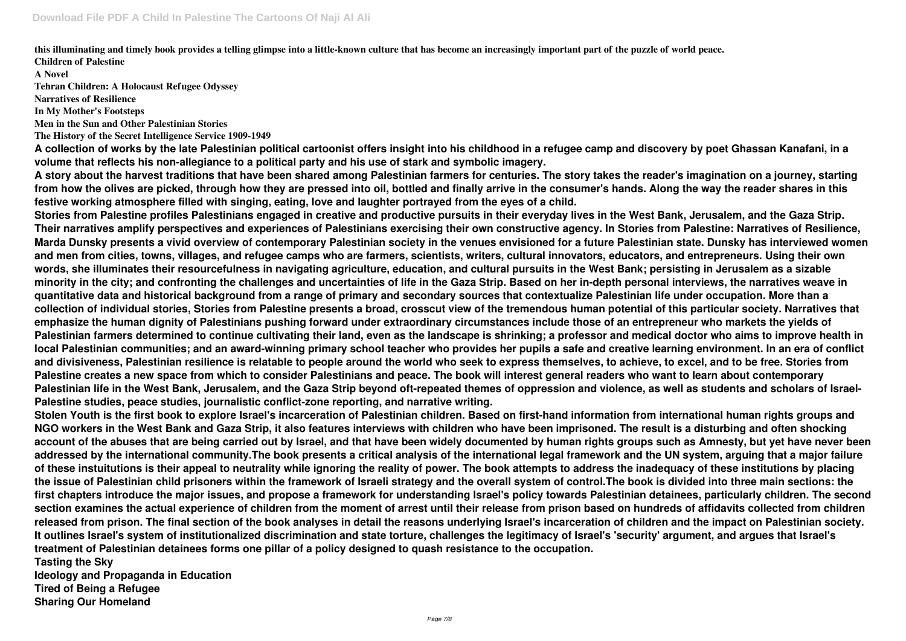**this illuminating and timely book provides a telling glimpse into a little-known culture that has become an increasingly important part of the puzzle of world peace.**

**Children of Palestine**

**A Novel**

**Tehran Children: A Holocaust Refugee Odyssey**

**Narratives of Resilience**

**In My Mother's Footsteps**

**Men in the Sun and Other Palestinian Stories**

**The History of the Secret Intelligence Service 1909-1949**

**A collection of works by the late Palestinian political cartoonist offers insight into his childhood in a refugee camp and discovery by poet Ghassan Kanafani, in a volume that reflects his non-allegiance to a political party and his use of stark and symbolic imagery.**

**A story about the harvest traditions that have been shared among Palestinian farmers for centuries. The story takes the reader's imagination on a journey, starting from how the olives are picked, through how they are pressed into oil, bottled and finally arrive in the consumer's hands. Along the way the reader shares in this festive working atmosphere filled with singing, eating, love and laughter portrayed from the eyes of a child.**

**Stories from Palestine profiles Palestinians engaged in creative and productive pursuits in their everyday lives in the West Bank, Jerusalem, and the Gaza Strip. Their narratives amplify perspectives and experiences of Palestinians exercising their own constructive agency. In Stories from Palestine: Narratives of Resilience, Marda Dunsky presents a vivid overview of contemporary Palestinian society in the venues envisioned for a future Palestinian state. Dunsky has interviewed women and men from cities, towns, villages, and refugee camps who are farmers, scientists, writers, cultural innovators, educators, and entrepreneurs. Using their own words, she illuminates their resourcefulness in navigating agriculture, education, and cultural pursuits in the West Bank; persisting in Jerusalem as a sizable minority in the city; and confronting the challenges and uncertainties of life in the Gaza Strip. Based on her in-depth personal interviews, the narratives weave in quantitative data and historical background from a range of primary and secondary sources that contextualize Palestinian life under occupation. More than a collection of individual stories, Stories from Palestine presents a broad, crosscut view of the tremendous human potential of this particular society. Narratives that emphasize the human dignity of Palestinians pushing forward under extraordinary circumstances include those of an entrepreneur who markets the yields of Palestinian farmers determined to continue cultivating their land, even as the landscape is shrinking; a professor and medical doctor who aims to improve health in local Palestinian communities; and an award-winning primary school teacher who provides her pupils a safe and creative learning environment. In an era of conflict and divisiveness, Palestinian resilience is relatable to people around the world who seek to express themselves, to achieve, to excel, and to be free. Stories from Palestine creates a new space from which to consider Palestinians and peace. The book will interest general readers who want to learn about contemporary Palestinian life in the West Bank, Jerusalem, and the Gaza Strip beyond oft-repeated themes of oppression and violence, as well as students and scholars of Israel-Palestine studies, peace studies, journalistic conflict-zone reporting, and narrative writing.**

**Stolen Youth is the first book to explore Israel's incarceration of Palestinian children. Based on first-hand information from international human rights groups and NGO workers in the West Bank and Gaza Strip, it also features interviews with children who have been imprisoned. The result is a disturbing and often shocking account of the abuses that are being carried out by Israel, and that have been widely documented by human rights groups such as Amnesty, but yet have never been addressed by the international community.The book presents a critical analysis of the international legal framework and the UN system, arguing that a major failure of these instuituions is their appeal to neutrality while ignoring the reality of power. The book attempts to address the inadequacy of these institutions by placing the issue of Palestinian child prisoners within the framework of Israeli strategy and the overall system of control.The book is divided into three main sections: the first chapters introduce the major issues, and propose a framework for understanding Israel's policy towards Palestinian detainees, particularly children. The second section examines the actual experience of children from the moment of arrest until their release from prison based on hundreds of affidavits collected from children released from prison. The final section of the book analyses in detail the reasons underlying Israel's incarceration of children and the impact on Palestinian society. It outlines Israel's system of institutionalized discrimination and state torture, challenges the legitimacy of Israel's 'security' argument, and argues that Israel's treatment of Palestinian detainees forms one pillar of a policy designed to quash resistance to the occupation.**

**Tasting the Sky**

**Ideology and Propaganda in Education**

**Tired of Being a Refugee**

**Sharing Our Homeland**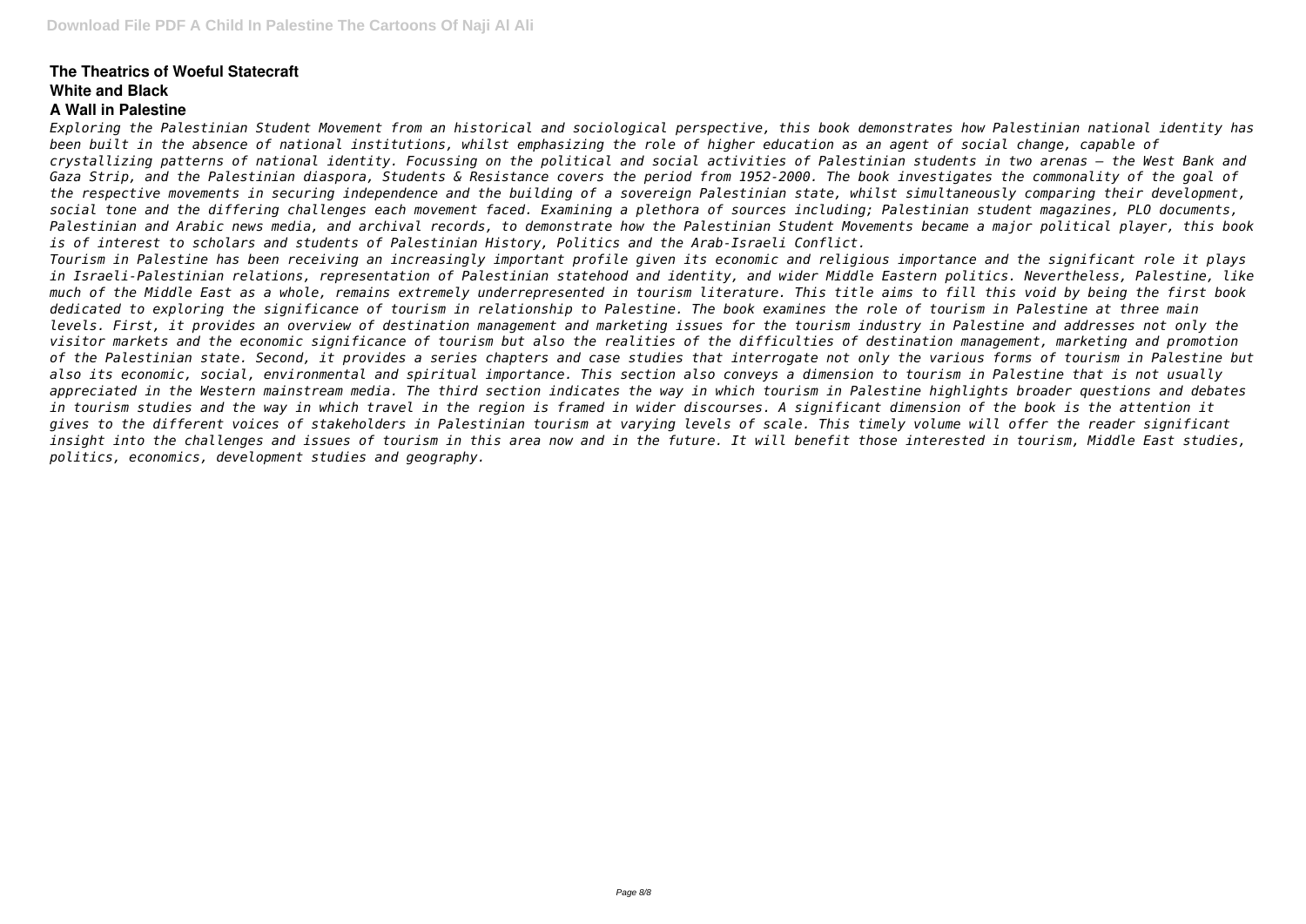**The Theatrics of Woeful Statecraft**
**White and Black**
**A Wall in Palestine**

*Exploring the Palestinian Student Movement from an historical and sociological perspective, this book demonstrates how Palestinian national identity has been built in the absence of national institutions, whilst emphasizing the role of higher education as an agent of social change, capable of crystallizing patterns of national identity. Focussing on the political and social activities of Palestinian students in two arenas – the West Bank and Gaza Strip, and the Palestinian diaspora, Students & Resistance covers the period from 1952-2000. The book investigates the commonality of the goal of the respective movements in securing independence and the building of a sovereign Palestinian state, whilst simultaneously comparing their development, social tone and the differing challenges each movement faced. Examining a plethora of sources including; Palestinian student magazines, PLO documents, Palestinian and Arabic news media, and archival records, to demonstrate how the Palestinian Student Movements became a major political player, this book is of interest to scholars and students of Palestinian History, Politics and the Arab-Israeli Conflict.*

*Tourism in Palestine has been receiving an increasingly important profile given its economic and religious importance and the significant role it plays in Israeli-Palestinian relations, representation of Palestinian statehood and identity, and wider Middle Eastern politics. Nevertheless, Palestine, like much of the Middle East as a whole, remains extremely underrepresented in tourism literature. This title aims to fill this void by being the first book dedicated to exploring the significance of tourism in relationship to Palestine. The book examines the role of tourism in Palestine at three main levels. First, it provides an overview of destination management and marketing issues for the tourism industry in Palestine and addresses not only the visitor markets and the economic significance of tourism but also the realities of the difficulties of destination management, marketing and promotion of the Palestinian state. Second, it provides a series chapters and case studies that interrogate not only the various forms of tourism in Palestine but also its economic, social, environmental and spiritual importance. This section also conveys a dimension to tourism in Palestine that is not usually appreciated in the Western mainstream media. The third section indicates the way in which tourism in Palestine highlights broader questions and debates in tourism studies and the way in which travel in the region is framed in wider discourses. A significant dimension of the book is the attention it gives to the different voices of stakeholders in Palestinian tourism at varying levels of scale. This timely volume will offer the reader significant insight into the challenges and issues of tourism in this area now and in the future. It will benefit those interested in tourism, Middle East studies, politics, economics, development studies and geography.*